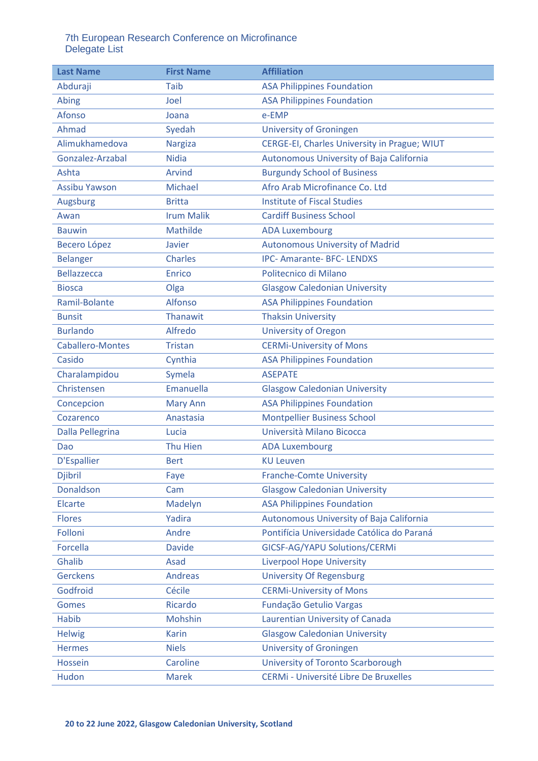7th European Research Conference on Microfinance
Delegate List

| Last Name | First Name | Affiliation |
|---|---|---|
| Abduraji | Taib | ASA Philippines Foundation |
| Abing | Joel | ASA Philippines Foundation |
| Afonso | Joana | e-EMP |
| Ahmad | Syedah | University of Groningen |
| Alimukhamedova | Nargiza | CERGE-EI, Charles University in Prague; WIUT |
| Gonzalez-Arzabal | Nidia | Autonomous University of Baja California |
| Ashta | Arvind | Burgundy School of Business |
| Assibu Yawson | Michael | Afro Arab Microfinance Co. Ltd |
| Augsburg | Britta | Institute of Fiscal Studies |
| Awan | Irum Malik | Cardiff Business School |
| Bauwin | Mathilde | ADA Luxembourg |
| Becero López | Javier | Autonomous University of Madrid |
| Belanger | Charles | IPC- Amarante- BFC- LENDXS |
| Bellazzecca | Enrico | Politecnico di Milano |
| Biosca | Olga | Glasgow Caledonian University |
| Ramil-Bolante | Alfonso | ASA Philippines Foundation |
| Bunsit | Thanawit | Thaksin University |
| Burlando | Alfredo | University of Oregon |
| Caballero-Montes | Tristan | CERMi-University of Mons |
| Casido | Cynthia | ASA Philippines Foundation |
| Charalampidou | Symela | ASEPATE |
| Christensen | Emanuella | Glasgow Caledonian University |
| Concepcion | Mary Ann | ASA Philippines Foundation |
| Cozarenco | Anastasia | Montpellier Business School |
| Dalla Pellegrina | Lucia | Università Milano Bicocca |
| Dao | Thu Hien | ADA Luxembourg |
| D'Espallier | Bert | KU Leuven |
| Djibril | Faye | Franche-Comte University |
| Donaldson | Cam | Glasgow Caledonian University |
| Elcarte | Madelyn | ASA Philippines Foundation |
| Flores | Yadira | Autonomous University of Baja California |
| Folloni | Andre | Pontifícia Universidade Católica do Paraná |
| Forcella | Davide | GICSF-AG/YAPU Solutions/CERMi |
| Ghalib | Asad | Liverpool Hope University |
| Gerckens | Andreas | University Of Regensburg |
| Godfroid | Cécile | CERMi-University of Mons |
| Gomes | Ricardo | Fundação Getulio Vargas |
| Habib | Mohshin | Laurentian University of Canada |
| Helwig | Karin | Glasgow Caledonian University |
| Hermes | Niels | University of Groningen |
| Hossein | Caroline | University of Toronto Scarborough |
| Hudon | Marek | CERMi - Université Libre De Bruxelles |

**20 to 22 June 2022, Glasgow Caledonian University, Scotland**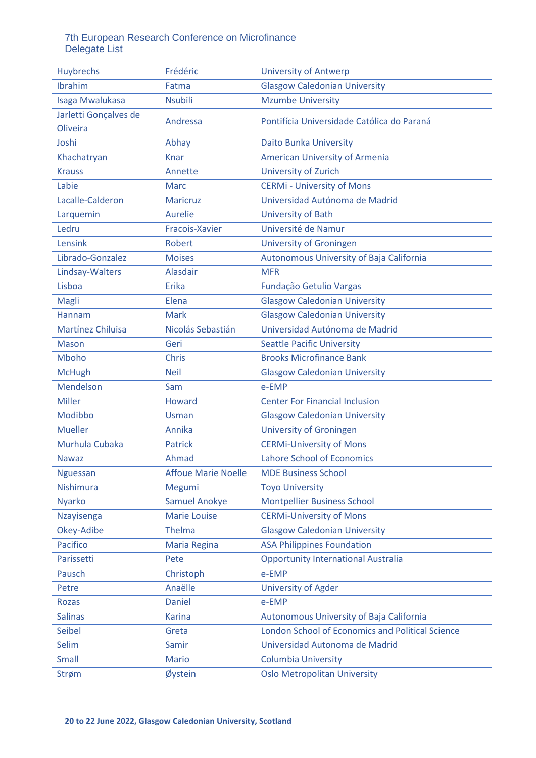7th European Research Conference on Microfinance
Delegate List

| | | |
|---|---|---|
| Huybrechs | Frédéric | University of Antwerp |
| Ibrahim | Fatma | Glasgow Caledonian University |
| Isaga Mwalukasa | Nsubili | Mzumbe University |
| Jarletti Gonçalves de Oliveira | Andressa | Pontifícia Universidade Católica do Paraná |
| Joshi | Abhay | Daito Bunka University |
| Khachatryan | Knar | American University of Armenia |
| Krauss | Annette | University of Zurich |
| Labie | Marc | CERMi - University of Mons |
| Lacalle-Calderon | Maricruz | Universidad Autónoma de Madrid |
| Larquemin | Aurelie | University of Bath |
| Ledru | Fracois-Xavier | Université de Namur |
| Lensink | Robert | University of Groningen |
| Librado-Gonzalez | Moises | Autonomous University of Baja California |
| Lindsay-Walters | Alasdair | MFR |
| Lisboa | Erika | Fundação Getulio Vargas |
| Magli | Elena | Glasgow Caledonian University |
| Hannam | Mark | Glasgow Caledonian University |
| Martínez Chiluisa | Nicolás Sebastián | Universidad Autónoma de Madrid |
| Mason | Geri | Seattle Pacific University |
| Mboho | Chris | Brooks Microfinance Bank |
| McHugh | Neil | Glasgow Caledonian University |
| Mendelson | Sam | e-EMP |
| Miller | Howard | Center For Financial Inclusion |
| Modibbo | Usman | Glasgow Caledonian University |
| Mueller | Annika | University of Groningen |
| Murhula Cubaka | Patrick | CERMi-University of Mons |
| Nawaz | Ahmad | Lahore School of Economics |
| Nguessan | Affoue Marie Noelle | MDE Business School |
| Nishimura | Megumi | Toyo University |
| Nyarko | Samuel Anokye | Montpellier Business School |
| Nzayisenga | Marie Louise | CERMi-University of Mons |
| Okey-Adibe | Thelma | Glasgow Caledonian University |
| Pacifico | Maria Regina | ASA Philippines Foundation |
| Parissetti | Pete | Opportunity International Australia |
| Pausch | Christoph | e-EMP |
| Petre | Anaëlle | University of Agder |
| Rozas | Daniel | e-EMP |
| Salinas | Karina | Autonomous University of Baja California |
| Seibel | Greta | London School of Economics and Political Science |
| Selim | Samir | Universidad Autonoma de Madrid |
| Small | Mario | Columbia University |
| Strøm | Øystein | Oslo Metropolitan University |

**20 to 22 June 2022, Glasgow Caledonian University, Scotland**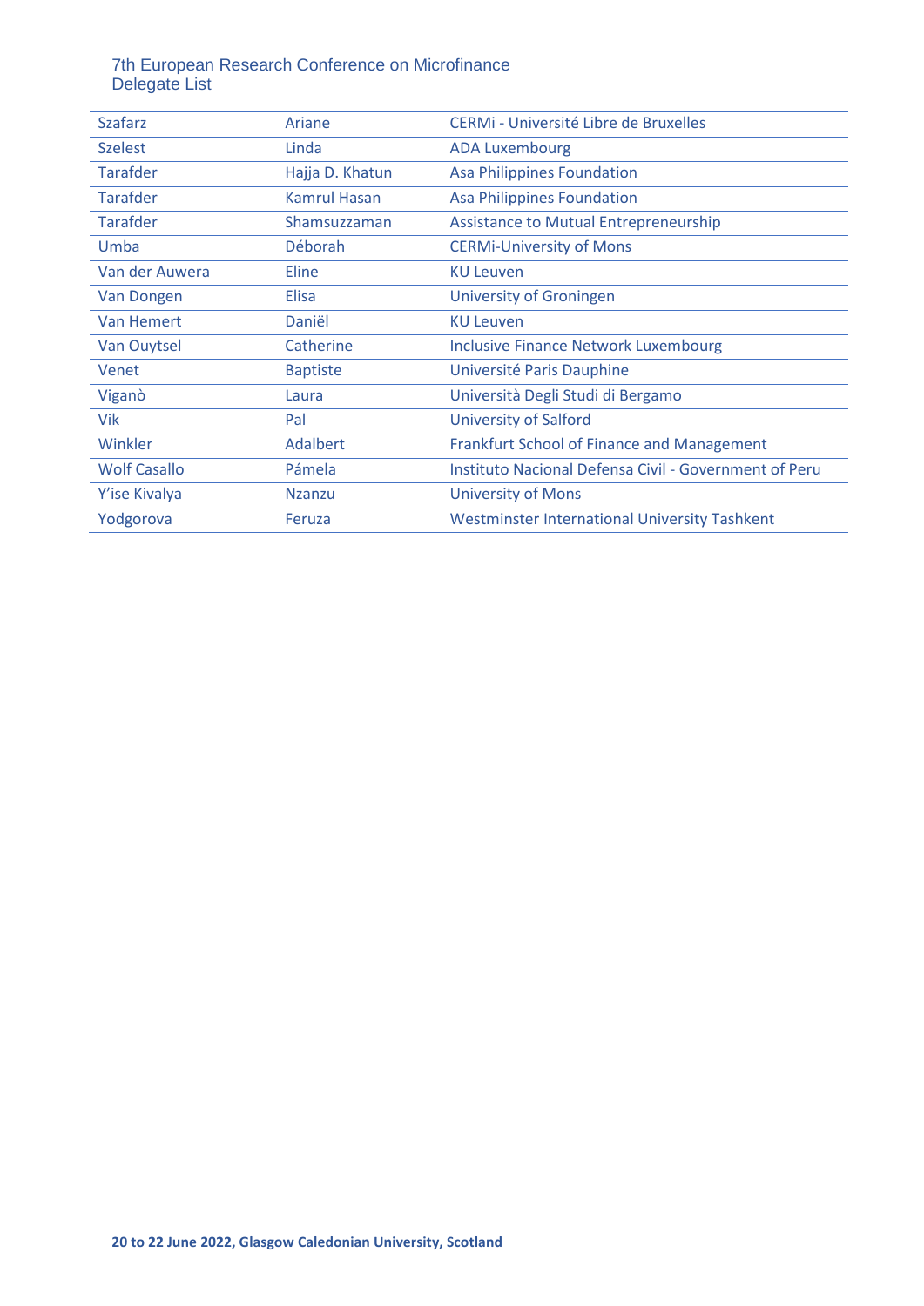| | | |
|---|---|---|
| Szafarz | Ariane | CERMi - Université Libre de Bruxelles |
| Szelest | Linda | ADA Luxembourg |
| Tarafder | Hajja D. Khatun | Asa Philippines Foundation |
| Tarafder | Kamrul Hasan | Asa Philippines Foundation |
| Tarafder | Shamsuzzaman | Assistance to Mutual Entrepreneurship |
| Umba | Déborah | CERMi-University of Mons |
| Van der Auwera | Eline | KU Leuven |
| Van Dongen | Elisa | University of Groningen |
| Van Hemert | Daniël | KU Leuven |
| Van Ouytsel | Catherine | Inclusive Finance Network Luxembourg |
| Venet | Baptiste | Université Paris Dauphine |
| Viganò | Laura | Università Degli Studi di Bergamo |
| Vik | Pal | University of Salford |
| Winkler | Adalbert | Frankfurt School of Finance and Management |
| Wolf Casallo | Pámela | Instituto Nacional Defensa Civil - Government of Peru |
| Y'ise Kivalya | Nzanzu | University of Mons |
| Yodgorova | Feruza | Westminster International University Tashkent |